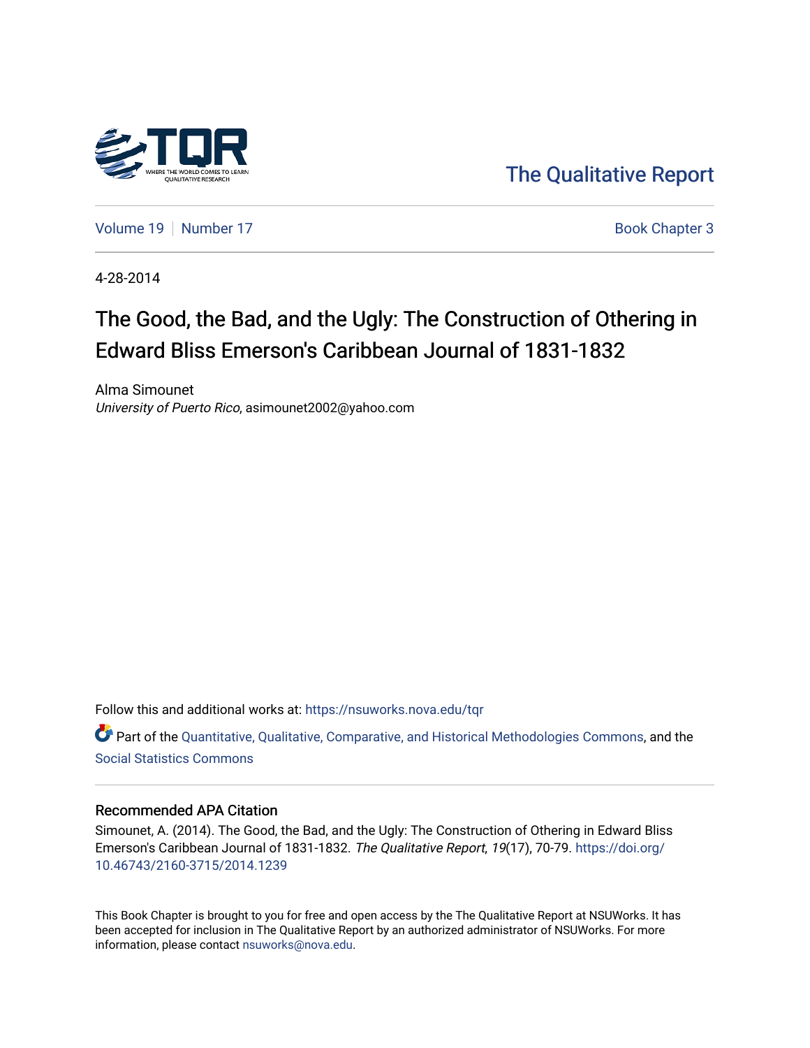The Qualitative Report

Volume 19 | Number 17 | Book Chapter 3

4-28-2014

# The Good, the Bad, and the Ugly: The Construction of Othering in Edward Bliss Emerson's Caribbean Journal of 1831-1832

Alma Simounet
*University of Puerto Rico*, asimounet2002@yahoo.com

Follow this and additional works at: https://nsuworks.nova.edu/tqr

Part of the Quantitative, Qualitative, Comparative, and Historical Methodologies Commons, and the Social Statistics Commons

## Recommended APA Citation

Simounet, A. (2014). The Good, the Bad, and the Ugly: The Construction of Othering in Edward Bliss Emerson's Caribbean Journal of 1831-1832. *The Qualitative Report*, *19*(17), 70-79. https://doi.org/10.46743/2160-3715/2014.1239

This Book Chapter is brought to you for free and open access by the The Qualitative Report at NSUWorks. It has been accepted for inclusion in The Qualitative Report by an authorized administrator of NSUWorks. For more information, please contact nsuworks@nova.edu.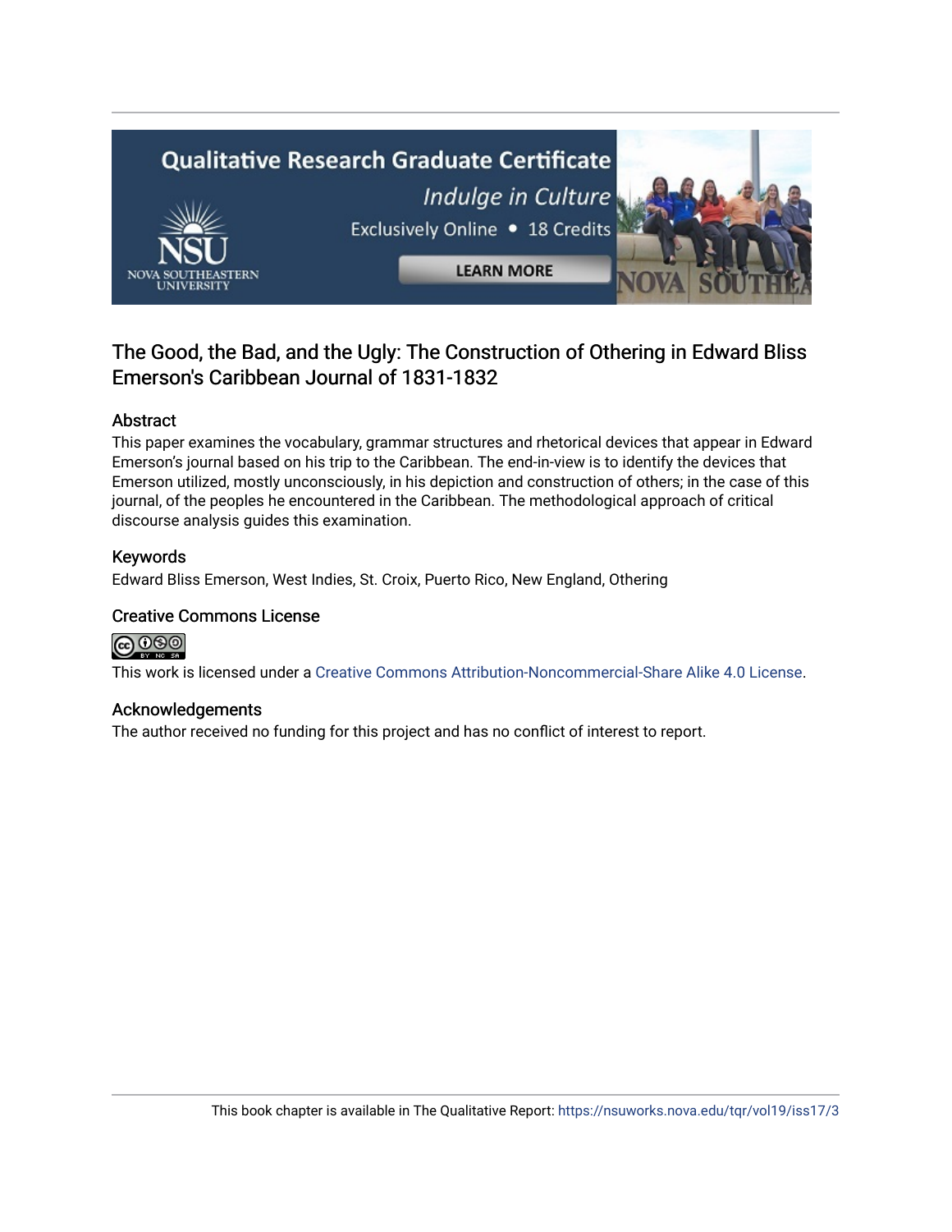## The Good, the Bad, and the Ugly: The Construction of Othering in Edward Bliss Emerson's Caribbean Journal of 1831-1832

### Abstract

This paper examines the vocabulary, grammar structures and rhetorical devices that appear in Edward Emerson's journal based on his trip to the Caribbean. The end-in-view is to identify the devices that Emerson utilized, mostly unconsciously, in his depiction and construction of others; in the case of this journal, of the peoples he encountered in the Caribbean. The methodological approach of critical discourse analysis guides this examination.

### Keywords

Edward Bliss Emerson, West Indies, St. Croix, Puerto Rico, New England, Othering

### Creative Commons License

This work is licensed under a Creative Commons Attribution-Noncommercial-Share Alike 4.0 License.

### Acknowledgements

The author received no funding for this project and has no conflict of interest to report.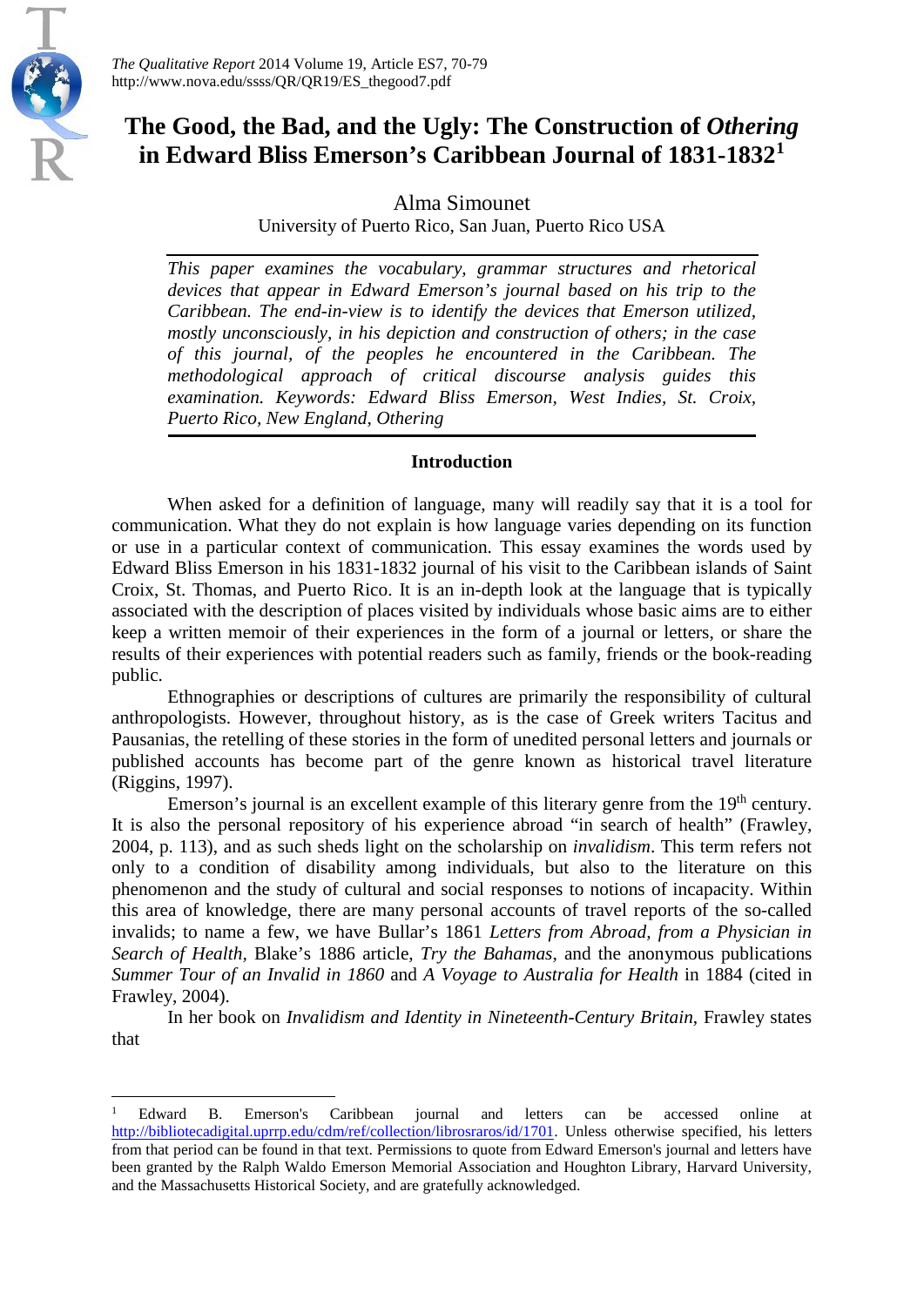# The Good, the Bad, and the Ugly: The Construction of *Othering* in Edward Bliss Emerson's Caribbean Journal of 1831-1832[1]

Alma Simounet
University of Puerto Rico, San Juan, Puerto Rico USA

*This paper examines the vocabulary, grammar structures and rhetorical devices that appear in Edward Emerson's journal based on his trip to the Caribbean. The end-in-view is to identify the devices that Emerson utilized, mostly unconsciously, in his depiction and construction of others; in the case of this journal, of the peoples he encountered in the Caribbean. The methodological approach of critical discourse analysis guides this examination. Keywords: Edward Bliss Emerson, West Indies, St. Croix, Puerto Rico, New England, Othering*

## Introduction

When asked for a definition of language, many will readily say that it is a tool for communication. What they do not explain is how language varies depending on its function or use in a particular context of communication. This essay examines the words used by Edward Bliss Emerson in his 1831-1832 journal of his visit to the Caribbean islands of Saint Croix, St. Thomas, and Puerto Rico. It is an in-depth look at the language that is typically associated with the description of places visited by individuals whose basic aims are to either keep a written memoir of their experiences in the form of a journal or letters, or share the results of their experiences with potential readers such as family, friends or the book-reading public.

Ethnographies or descriptions of cultures are primarily the responsibility of cultural anthropologists. However, throughout history, as is the case of Greek writers Tacitus and Pausanias, the retelling of these stories in the form of unedited personal letters and journals or published accounts has become part of the genre known as historical travel literature (Riggins, 1997).

Emerson's journal is an excellent example of this literary genre from the 19th century. It is also the personal repository of his experience abroad "in search of health" (Frawley, 2004, p. 113), and as such sheds light on the scholarship on *invalidism*. This term refers not only to a condition of disability among individuals, but also to the literature on this phenomenon and the study of cultural and social responses to notions of incapacity. Within this area of knowledge, there are many personal accounts of travel reports of the so-called invalids; to name a few, we have Bullar's 1861 *Letters from Abroad, from a Physician in Search of Health*, Blake's 1886 article, *Try the Bahamas*, and the anonymous publications *Summer Tour of an Invalid in 1860* and *A Voyage to Australia for Health* in 1884 (cited in Frawley, 2004).

In her book on *Invalidism and Identity in Nineteenth-Century Britain*, Frawley states that

---

[1] Edward B. Emerson's Caribbean journal and letters can be accessed online at http://bibliotecadigital.uprrp.edu/cdm/ref/collection/librosraros/id/1701. Unless otherwise specified, his letters from that period can be found in that text. Permissions to quote from Edward Emerson's journal and letters have been granted by the Ralph Waldo Emerson Memorial Association and Houghton Library, Harvard University, and the Massachusetts Historical Society, and are gratefully acknowledged.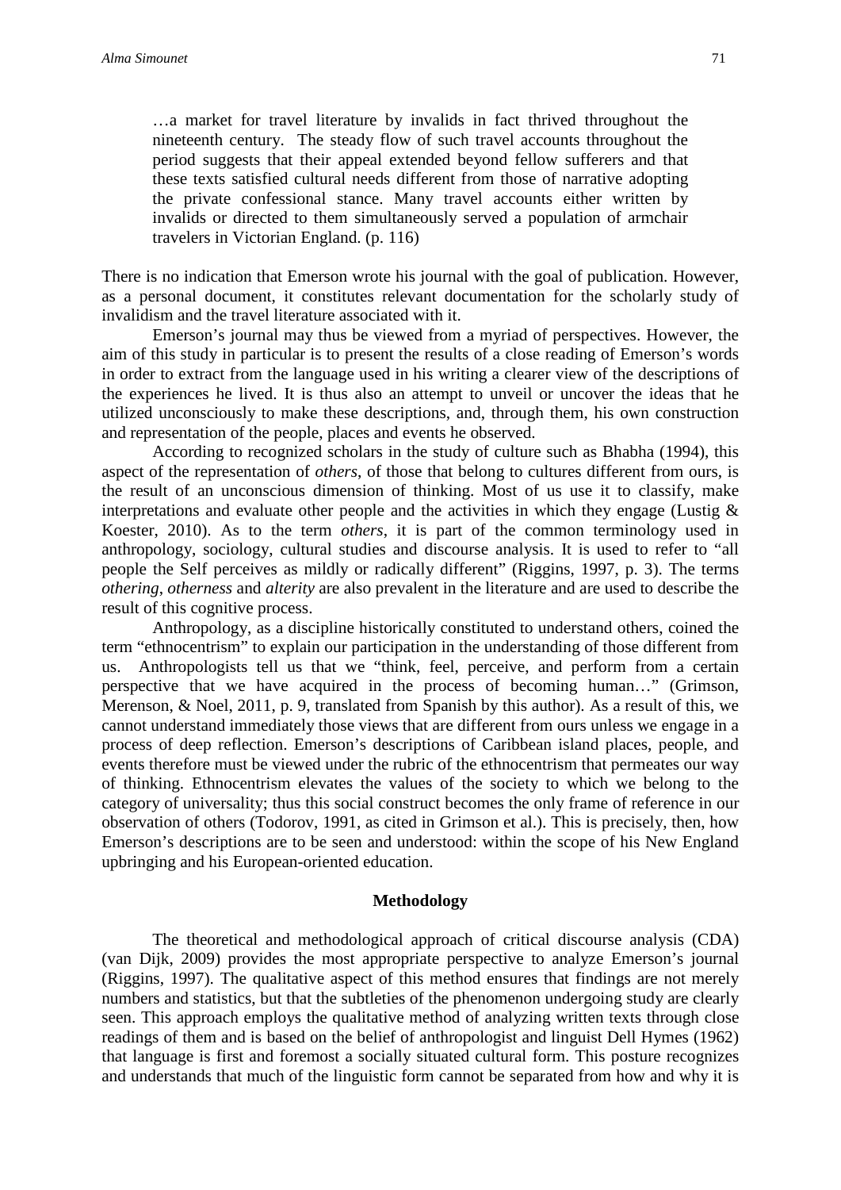> …a market for travel literature by invalids in fact thrived throughout the nineteenth century. The steady flow of such travel accounts throughout the period suggests that their appeal extended beyond fellow sufferers and that these texts satisfied cultural needs different from those of narrative adopting the private confessional stance. Many travel accounts either written by invalids or directed to them simultaneously served a population of armchair travelers in Victorian England. (p. 116)

There is no indication that Emerson wrote his journal with the goal of publication. However, as a personal document, it constitutes relevant documentation for the scholarly study of invalidism and the travel literature associated with it.

Emerson's journal may thus be viewed from a myriad of perspectives. However, the aim of this study in particular is to present the results of a close reading of Emerson's words in order to extract from the language used in his writing a clearer view of the descriptions of the experiences he lived. It is thus also an attempt to unveil or uncover the ideas that he utilized unconsciously to make these descriptions, and, through them, his own construction and representation of the people, places and events he observed.

According to recognized scholars in the study of culture such as Bhabha (1994), this aspect of the representation of *others*, of those that belong to cultures different from ours, is the result of an unconscious dimension of thinking. Most of us use it to classify, make interpretations and evaluate other people and the activities in which they engage (Lustig & Koester, 2010). As to the term *others*, it is part of the common terminology used in anthropology, sociology, cultural studies and discourse analysis. It is used to refer to "all people the Self perceives as mildly or radically different" (Riggins, 1997, p. 3). The terms *othering*, *otherness* and *alterity* are also prevalent in the literature and are used to describe the result of this cognitive process.

Anthropology, as a discipline historically constituted to understand others, coined the term "ethnocentrism" to explain our participation in the understanding of those different from us. Anthropologists tell us that we "think, feel, perceive, and perform from a certain perspective that we have acquired in the process of becoming human…" (Grimson, Merenson, & Noel, 2011, p. 9, translated from Spanish by this author). As a result of this, we cannot understand immediately those views that are different from ours unless we engage in a process of deep reflection. Emerson's descriptions of Caribbean island places, people, and events therefore must be viewed under the rubric of the ethnocentrism that permeates our way of thinking. Ethnocentrism elevates the values of the society to which we belong to the category of universality; thus this social construct becomes the only frame of reference in our observation of others (Todorov, 1991, as cited in Grimson et al.). This is precisely, then, how Emerson's descriptions are to be seen and understood: within the scope of his New England upbringing and his European-oriented education.

## Methodology

The theoretical and methodological approach of critical discourse analysis (CDA) (van Dijk, 2009) provides the most appropriate perspective to analyze Emerson's journal (Riggins, 1997). The qualitative aspect of this method ensures that findings are not merely numbers and statistics, but that the subtleties of the phenomenon undergoing study are clearly seen. This approach employs the qualitative method of analyzing written texts through close readings of them and is based on the belief of anthropologist and linguist Dell Hymes (1962) that language is first and foremost a socially situated cultural form. This posture recognizes and understands that much of the linguistic form cannot be separated from how and why it is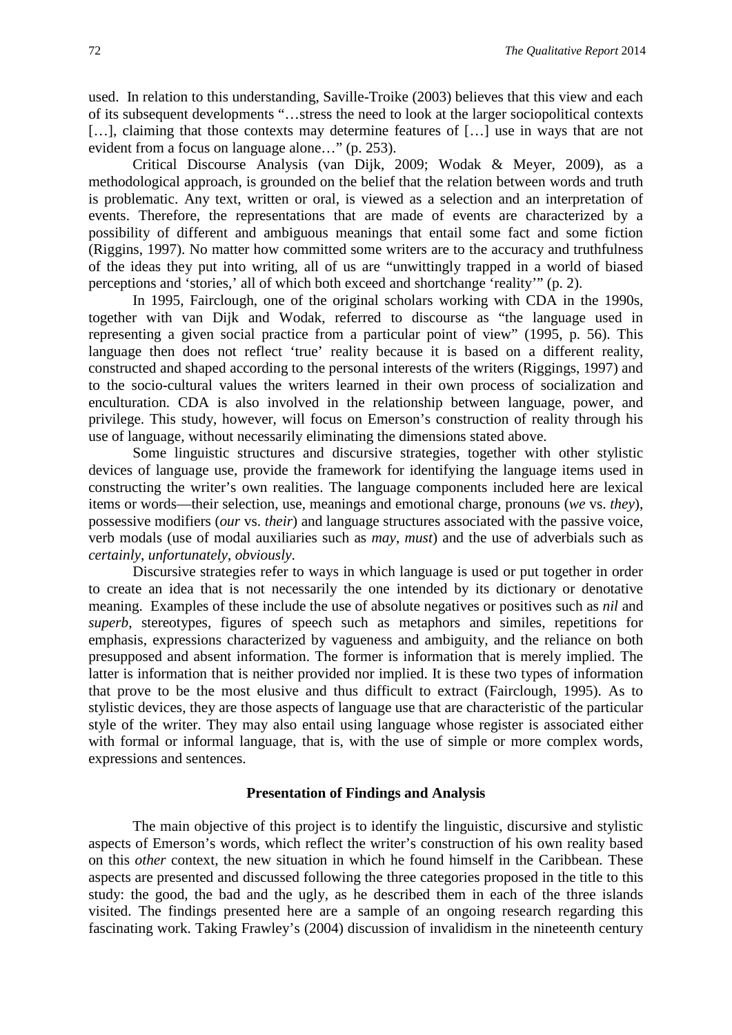used. In relation to this understanding, Saville-Troike (2003) believes that this view and each of its subsequent developments "…stress the need to look at the larger sociopolitical contexts […], claiming that those contexts may determine features of […] use in ways that are not evident from a focus on language alone…" (p. 253).

Critical Discourse Analysis (van Dijk, 2009; Wodak & Meyer, 2009), as a methodological approach, is grounded on the belief that the relation between words and truth is problematic. Any text, written or oral, is viewed as a selection and an interpretation of events. Therefore, the representations that are made of events are characterized by a possibility of different and ambiguous meanings that entail some fact and some fiction (Riggins, 1997). No matter how committed some writers are to the accuracy and truthfulness of the ideas they put into writing, all of us are "unwittingly trapped in a world of biased perceptions and 'stories,' all of which both exceed and shortchange 'reality'" (p. 2).

In 1995, Fairclough, one of the original scholars working with CDA in the 1990s, together with van Dijk and Wodak, referred to discourse as "the language used in representing a given social practice from a particular point of view" (1995, p. 56). This language then does not reflect 'true' reality because it is based on a different reality, constructed and shaped according to the personal interests of the writers (Riggings, 1997) and to the socio-cultural values the writers learned in their own process of socialization and enculturation. CDA is also involved in the relationship between language, power, and privilege. This study, however, will focus on Emerson's construction of reality through his use of language, without necessarily eliminating the dimensions stated above.

Some linguistic structures and discursive strategies, together with other stylistic devices of language use, provide the framework for identifying the language items used in constructing the writer's own realities. The language components included here are lexical items or words—their selection, use, meanings and emotional charge, pronouns (*we* vs. *they*), possessive modifiers (*our* vs. *their*) and language structures associated with the passive voice, verb modals (use of modal auxiliaries such as *may*, *must*) and the use of adverbials such as *certainly*, *unfortunately*, *obviously*.

Discursive strategies refer to ways in which language is used or put together in order to create an idea that is not necessarily the one intended by its dictionary or denotative meaning. Examples of these include the use of absolute negatives or positives such as *nil* and *superb*, stereotypes, figures of speech such as metaphors and similes, repetitions for emphasis, expressions characterized by vagueness and ambiguity, and the reliance on both presupposed and absent information. The former is information that is merely implied. The latter is information that is neither provided nor implied. It is these two types of information that prove to be the most elusive and thus difficult to extract (Fairclough, 1995). As to stylistic devices, they are those aspects of language use that are characteristic of the particular style of the writer. They may also entail using language whose register is associated either with formal or informal language, that is, with the use of simple or more complex words, expressions and sentences.

## Presentation of Findings and Analysis

The main objective of this project is to identify the linguistic, discursive and stylistic aspects of Emerson's words, which reflect the writer's construction of his own reality based on this *other* context, the new situation in which he found himself in the Caribbean. These aspects are presented and discussed following the three categories proposed in the title to this study: the good, the bad and the ugly, as he described them in each of the three islands visited. The findings presented here are a sample of an ongoing research regarding this fascinating work. Taking Frawley's (2004) discussion of invalidism in the nineteenth century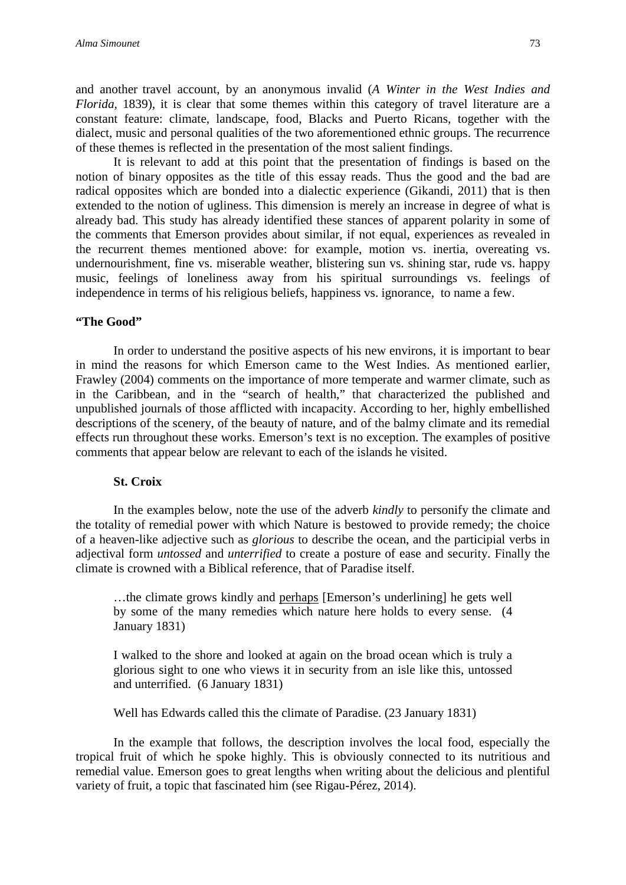and another travel account, by an anonymous invalid (*A Winter in the West Indies and Florida*, 1839), it is clear that some themes within this category of travel literature are a constant feature: climate, landscape, food, Blacks and Puerto Ricans, together with the dialect, music and personal qualities of the two aforementioned ethnic groups. The recurrence of these themes is reflected in the presentation of the most salient findings.

It is relevant to add at this point that the presentation of findings is based on the notion of binary opposites as the title of this essay reads. Thus the good and the bad are radical opposites which are bonded into a dialectic experience (Gikandi, 2011) that is then extended to the notion of ugliness. This dimension is merely an increase in degree of what is already bad. This study has already identified these stances of apparent polarity in some of the comments that Emerson provides about similar, if not equal, experiences as revealed in the recurrent themes mentioned above: for example, motion vs. inertia, overeating vs. undernourishment, fine vs. miserable weather, blistering sun vs. shining star, rude vs. happy music, feelings of loneliness away from his spiritual surroundings vs. feelings of independence in terms of his religious beliefs, happiness vs. ignorance, to name a few.

## "The Good"

In order to understand the positive aspects of his new environs, it is important to bear in mind the reasons for which Emerson came to the West Indies. As mentioned earlier, Frawley (2004) comments on the importance of more temperate and warmer climate, such as in the Caribbean, and in the "search of health," that characterized the published and unpublished journals of those afflicted with incapacity. According to her, highly embellished descriptions of the scenery, of the beauty of nature, and of the balmy climate and its remedial effects run throughout these works. Emerson's text is no exception. The examples of positive comments that appear below are relevant to each of the islands he visited.

### St. Croix

In the examples below, note the use of the adverb *kindly* to personify the climate and the totality of remedial power with which Nature is bestowed to provide remedy; the choice of a heaven-like adjective such as *glorious* to describe the ocean, and the participial verbs in adjectival form *untossed* and *unterrified* to create a posture of ease and security. Finally the climate is crowned with a Biblical reference, that of Paradise itself.

> …the climate grows kindly and perhaps [Emerson's underlining] he gets well by some of the many remedies which nature here holds to every sense. (4 January 1831)

> I walked to the shore and looked at again on the broad ocean which is truly a glorious sight to one who views it in security from an isle like this, untossed and unterrified. (6 January 1831)

> Well has Edwards called this the climate of Paradise. (23 January 1831)

In the example that follows, the description involves the local food, especially the tropical fruit of which he spoke highly. This is obviously connected to its nutritious and remedial value. Emerson goes to great lengths when writing about the delicious and plentiful variety of fruit, a topic that fascinated him (see Rigau-Pérez, 2014).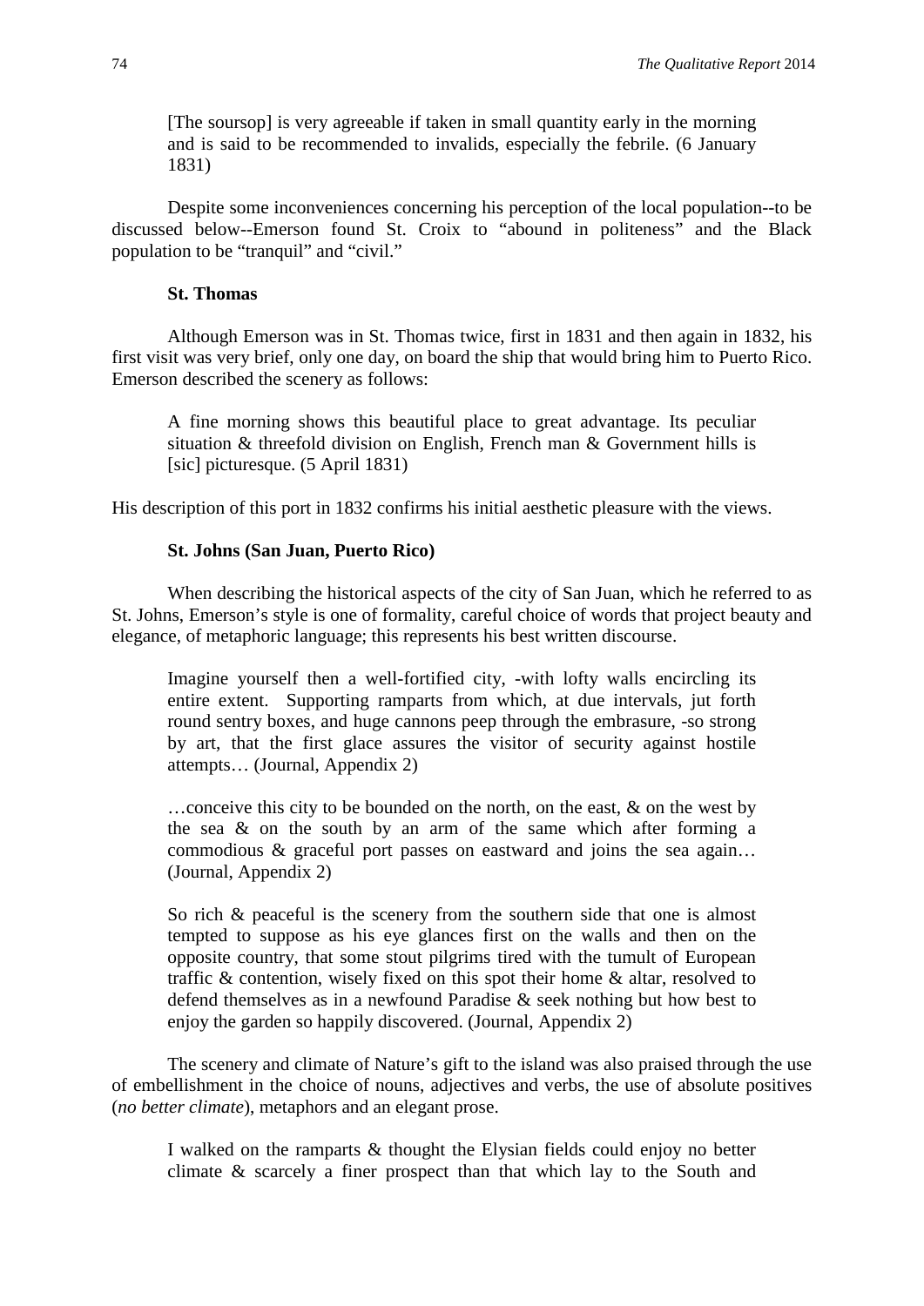> [The soursop] is very agreeable if taken in small quantity early in the morning and is said to be recommended to invalids, especially the febrile. (6 January 1831)

Despite some inconveniences concerning his perception of the local population--to be discussed below--Emerson found St. Croix to "abound in politeness" and the Black population to be "tranquil" and "civil."

### St. Thomas

Although Emerson was in St. Thomas twice, first in 1831 and then again in 1832, his first visit was very brief, only one day, on board the ship that would bring him to Puerto Rico. Emerson described the scenery as follows:

> A fine morning shows this beautiful place to great advantage. Its peculiar situation & threefold division on English, French man & Government hills is [sic] picturesque. (5 April 1831)

His description of this port in 1832 confirms his initial aesthetic pleasure with the views.

### St. Johns (San Juan, Puerto Rico)

When describing the historical aspects of the city of San Juan, which he referred to as St. Johns, Emerson's style is one of formality, careful choice of words that project beauty and elegance, of metaphoric language; this represents his best written discourse.

> Imagine yourself then a well-fortified city, -with lofty walls encircling its entire extent. Supporting ramparts from which, at due intervals, jut forth round sentry boxes, and huge cannons peep through the embrasure, -so strong by art, that the first glace assures the visitor of security against hostile attempts… (Journal, Appendix 2)

> …conceive this city to be bounded on the north, on the east, & on the west by the sea & on the south by an arm of the same which after forming a commodious & graceful port passes on eastward and joins the sea again… (Journal, Appendix 2)

> So rich & peaceful is the scenery from the southern side that one is almost tempted to suppose as his eye glances first on the walls and then on the opposite country, that some stout pilgrims tired with the tumult of European traffic & contention, wisely fixed on this spot their home & altar, resolved to defend themselves as in a newfound Paradise & seek nothing but how best to enjoy the garden so happily discovered. (Journal, Appendix 2)

The scenery and climate of Nature's gift to the island was also praised through the use of embellishment in the choice of nouns, adjectives and verbs, the use of absolute positives (*no better climate*), metaphors and an elegant prose.

> I walked on the ramparts & thought the Elysian fields could enjoy no better climate & scarcely a finer prospect than that which lay to the South and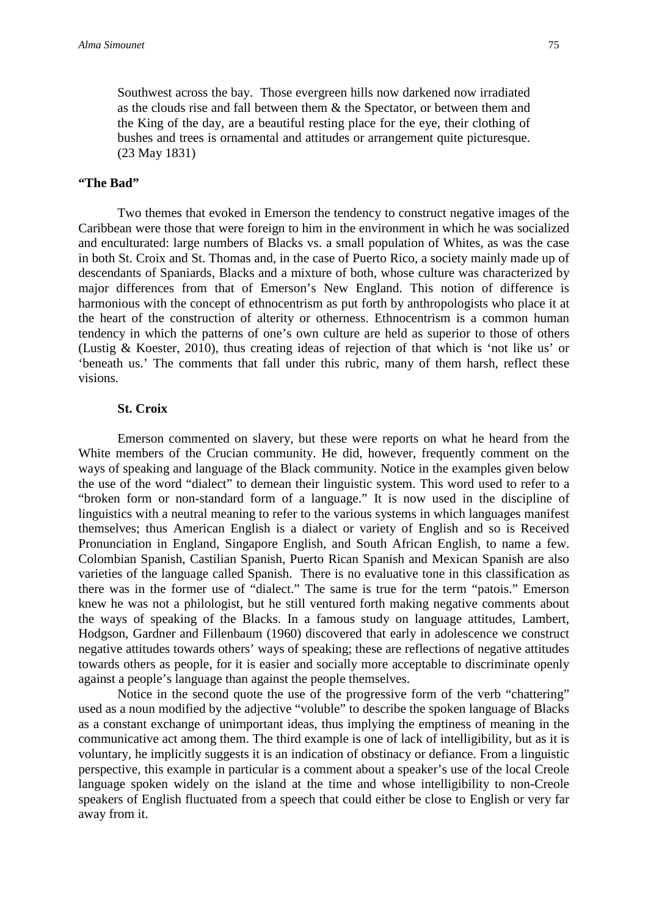> Southwest across the bay. Those evergreen hills now darkened now irradiated as the clouds rise and fall between them & the Spectator, or between them and the King of the day, are a beautiful resting place for the eye, their clothing of bushes and trees is ornamental and attitudes or arrangement quite picturesque. (23 May 1831)

### "The Bad"

Two themes that evoked in Emerson the tendency to construct negative images of the Caribbean were those that were foreign to him in the environment in which he was socialized and enculturated: large numbers of Blacks vs. a small population of Whites, as was the case in both St. Croix and St. Thomas and, in the case of Puerto Rico, a society mainly made up of descendants of Spaniards, Blacks and a mixture of both, whose culture was characterized by major differences from that of Emerson's New England. This notion of difference is harmonious with the concept of ethnocentrism as put forth by anthropologists who place it at the heart of the construction of alterity or otherness. Ethnocentrism is a common human tendency in which the patterns of one's own culture are held as superior to those of others (Lustig & Koester, 2010), thus creating ideas of rejection of that which is 'not like us' or 'beneath us.' The comments that fall under this rubric, many of them harsh, reflect these visions.

#### St. Croix

Emerson commented on slavery, but these were reports on what he heard from the White members of the Crucian community. He did, however, frequently comment on the ways of speaking and language of the Black community. Notice in the examples given below the use of the word "dialect" to demean their linguistic system. This word used to refer to a "broken form or non-standard form of a language." It is now used in the discipline of linguistics with a neutral meaning to refer to the various systems in which languages manifest themselves; thus American English is a dialect or variety of English and so is Received Pronunciation in England, Singapore English, and South African English, to name a few. Colombian Spanish, Castilian Spanish, Puerto Rican Spanish and Mexican Spanish are also varieties of the language called Spanish. There is no evaluative tone in this classification as there was in the former use of "dialect." The same is true for the term "patois." Emerson knew he was not a philologist, but he still ventured forth making negative comments about the ways of speaking of the Blacks. In a famous study on language attitudes, Lambert, Hodgson, Gardner and Fillenbaum (1960) discovered that early in adolescence we construct negative attitudes towards others' ways of speaking; these are reflections of negative attitudes towards others as people, for it is easier and socially more acceptable to discriminate openly against a people's language than against the people themselves.

Notice in the second quote the use of the progressive form of the verb "chattering" used as a noun modified by the adjective "voluble" to describe the spoken language of Blacks as a constant exchange of unimportant ideas, thus implying the emptiness of meaning in the communicative act among them. The third example is one of lack of intelligibility, but as it is voluntary, he implicitly suggests it is an indication of obstinacy or defiance. From a linguistic perspective, this example in particular is a comment about a speaker's use of the local Creole language spoken widely on the island at the time and whose intelligibility to non-Creole speakers of English fluctuated from a speech that could either be close to English or very far away from it.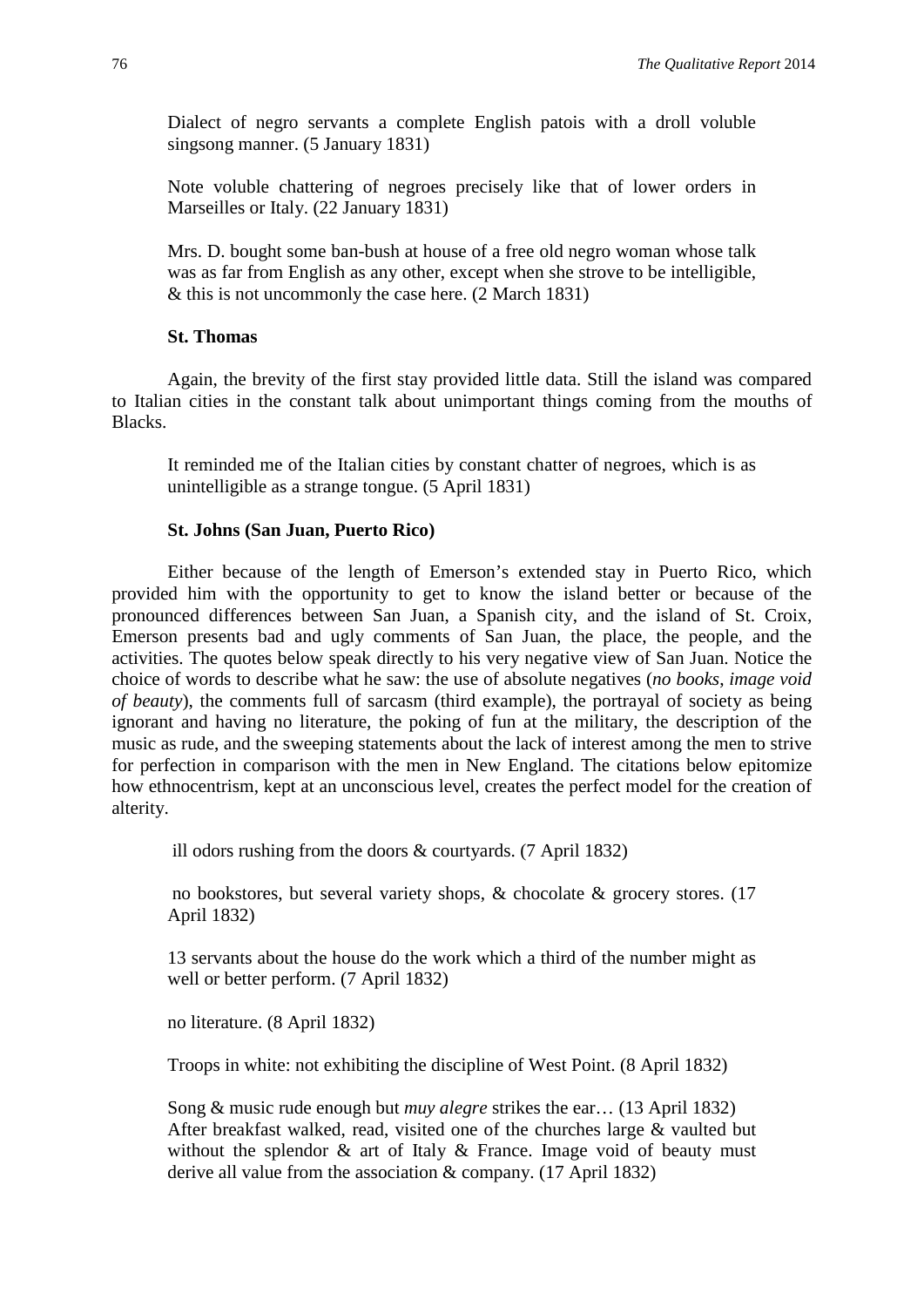> Dialect of negro servants a complete English patois with a droll voluble singsong manner. (5 January 1831)

> Note voluble chattering of negroes precisely like that of lower orders in Marseilles or Italy. (22 January 1831)

> Mrs. D. bought some ban-bush at house of a free old negro woman whose talk was as far from English as any other, except when she strove to be intelligible, & this is not uncommonly the case here. (2 March 1831)

**St. Thomas**

Again, the brevity of the first stay provided little data. Still the island was compared to Italian cities in the constant talk about unimportant things coming from the mouths of Blacks.

> It reminded me of the Italian cities by constant chatter of negroes, which is as unintelligible as a strange tongue. (5 April 1831)

**St. Johns (San Juan, Puerto Rico)**

Either because of the length of Emerson's extended stay in Puerto Rico, which provided him with the opportunity to get to know the island better or because of the pronounced differences between San Juan, a Spanish city, and the island of St. Croix, Emerson presents bad and ugly comments of San Juan, the place, the people, and the activities. The quotes below speak directly to his very negative view of San Juan. Notice the choice of words to describe what he saw: the use of absolute negatives (*no books*, *image void of beauty*), the comments full of sarcasm (third example), the portrayal of society as being ignorant and having no literature, the poking of fun at the military, the description of the music as rude, and the sweeping statements about the lack of interest among the men to strive for perfection in comparison with the men in New England. The citations below epitomize how ethnocentrism, kept at an unconscious level, creates the perfect model for the creation of alterity.

> ill odors rushing from the doors & courtyards. (7 April 1832)

> no bookstores, but several variety shops, & chocolate & grocery stores. (17 April 1832)

> 13 servants about the house do the work which a third of the number might as well or better perform. (7 April 1832)

> no literature. (8 April 1832)

> Troops in white: not exhibiting the discipline of West Point. (8 April 1832)

> Song & music rude enough but *muy alegre* strikes the ear… (13 April 1832)
> After breakfast walked, read, visited one of the churches large & vaulted but without the splendor & art of Italy & France. Image void of beauty must derive all value from the association & company. (17 April 1832)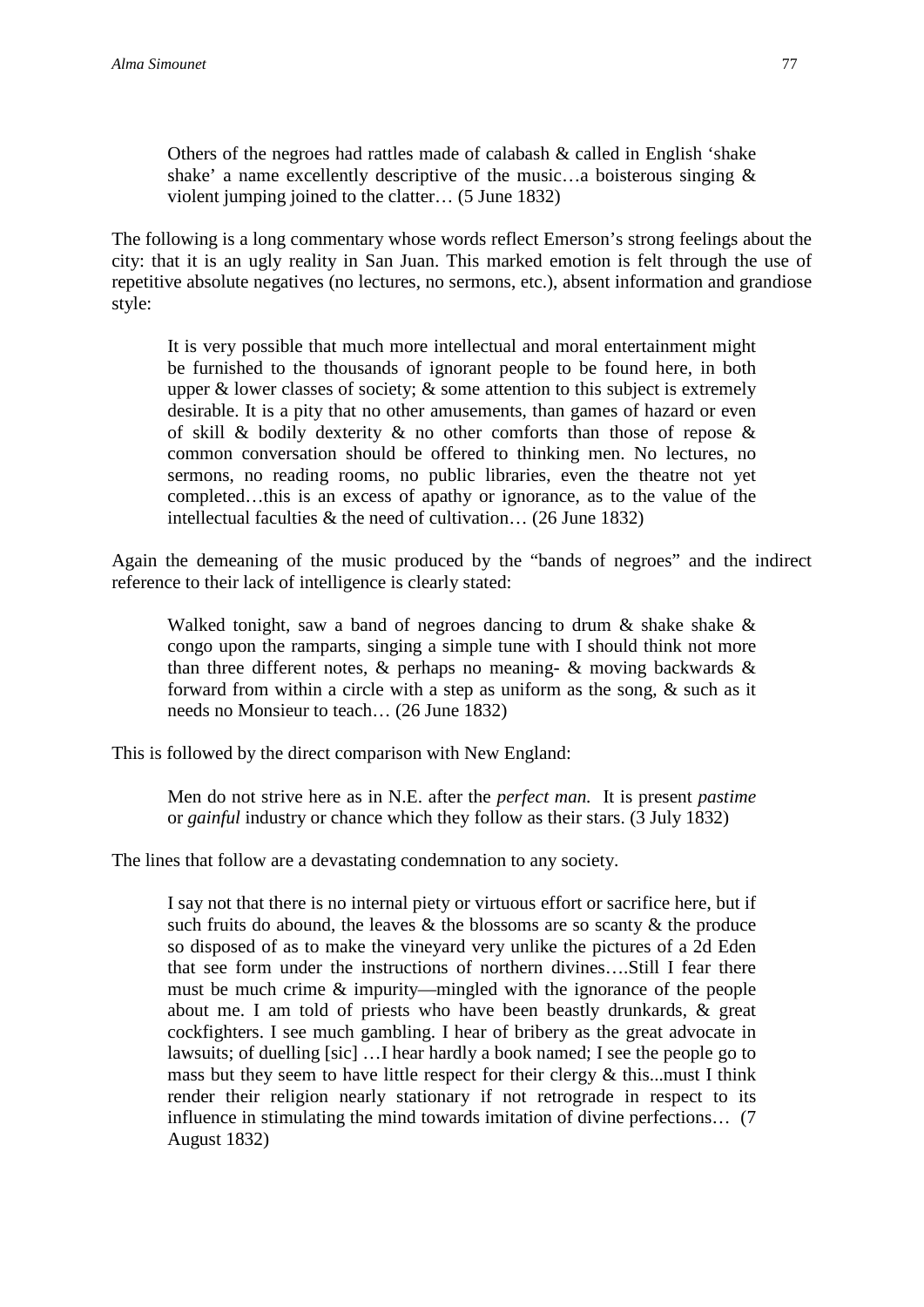> Others of the negroes had rattles made of calabash & called in English 'shake shake' a name excellently descriptive of the music…a boisterous singing & violent jumping joined to the clatter… (5 June 1832)

The following is a long commentary whose words reflect Emerson's strong feelings about the city: that it is an ugly reality in San Juan. This marked emotion is felt through the use of repetitive absolute negatives (no lectures, no sermons, etc.), absent information and grandiose style:

> It is very possible that much more intellectual and moral entertainment might be furnished to the thousands of ignorant people to be found here, in both upper & lower classes of society; & some attention to this subject is extremely desirable. It is a pity that no other amusements, than games of hazard or even of skill & bodily dexterity & no other comforts than those of repose & common conversation should be offered to thinking men. No lectures, no sermons, no reading rooms, no public libraries, even the theatre not yet completed…this is an excess of apathy or ignorance, as to the value of the intellectual faculties & the need of cultivation… (26 June 1832)

Again the demeaning of the music produced by the "bands of negroes" and the indirect reference to their lack of intelligence is clearly stated:

> Walked tonight, saw a band of negroes dancing to drum & shake shake & congo upon the ramparts, singing a simple tune with I should think not more than three different notes, & perhaps no meaning- & moving backwards & forward from within a circle with a step as uniform as the song, & such as it needs no Monsieur to teach… (26 June 1832)

This is followed by the direct comparison with New England:

> Men do not strive here as in N.E. after the *perfect man.* It is present *pastime* or *gainful* industry or chance which they follow as their stars. (3 July 1832)

The lines that follow are a devastating condemnation to any society.

> I say not that there is no internal piety or virtuous effort or sacrifice here, but if such fruits do abound, the leaves & the blossoms are so scanty & the produce so disposed of as to make the vineyard very unlike the pictures of a 2d Eden that see form under the instructions of northern divines….Still I fear there must be much crime & impurity—mingled with the ignorance of the people about me. I am told of priests who have been beastly drunkards, & great cockfighters. I see much gambling. I hear of bribery as the great advocate in lawsuits; of duelling [sic] …I hear hardly a book named; I see the people go to mass but they seem to have little respect for their clergy & this...must I think render their religion nearly stationary if not retrograde in respect to its influence in stimulating the mind towards imitation of divine perfections… (7 August 1832)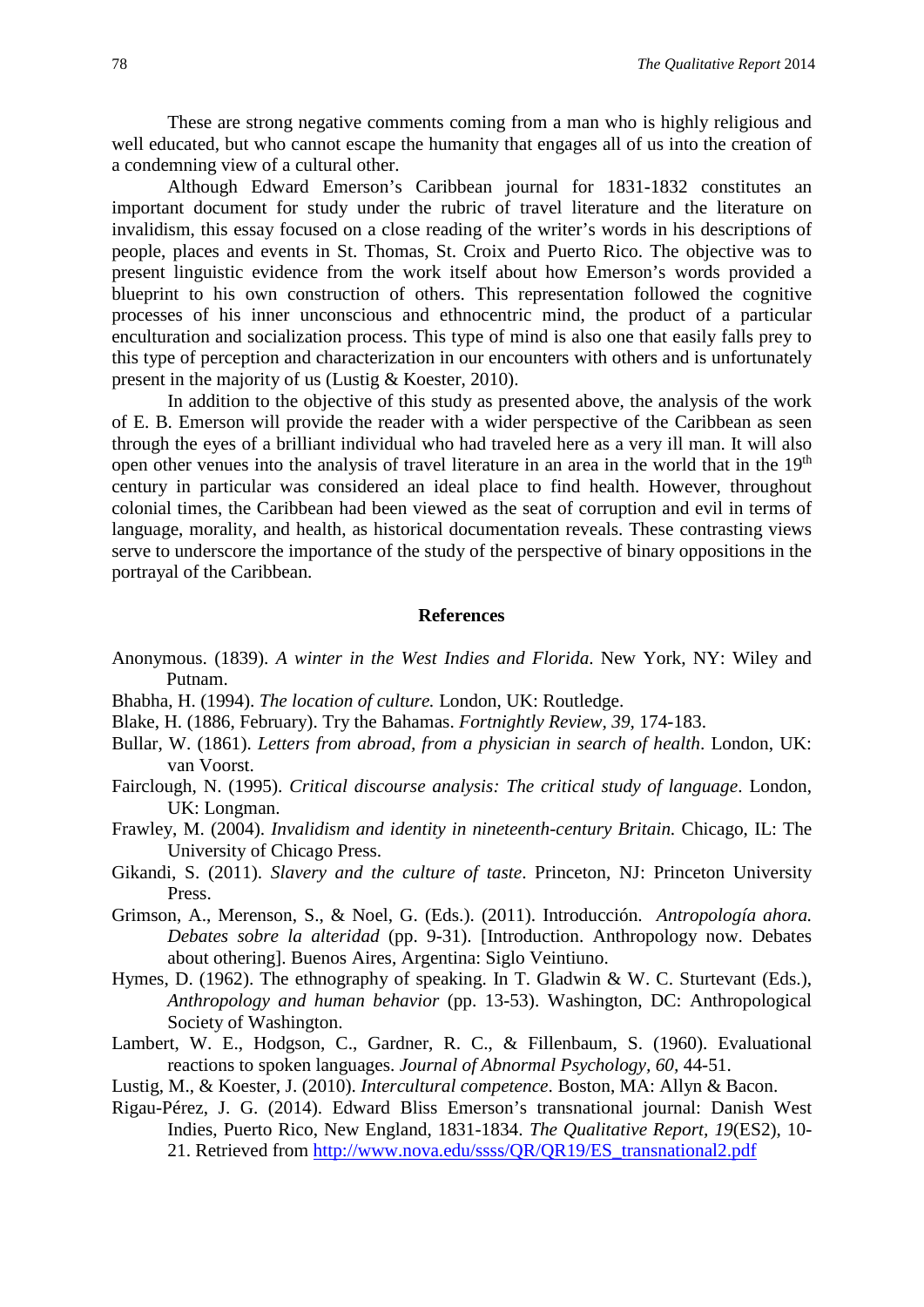These are strong negative comments coming from a man who is highly religious and well educated, but who cannot escape the humanity that engages all of us into the creation of a condemning view of a cultural other.

Although Edward Emerson's Caribbean journal for 1831-1832 constitutes an important document for study under the rubric of travel literature and the literature on invalidism, this essay focused on a close reading of the writer's words in his descriptions of people, places and events in St. Thomas, St. Croix and Puerto Rico. The objective was to present linguistic evidence from the work itself about how Emerson's words provided a blueprint to his own construction of others. This representation followed the cognitive processes of his inner unconscious and ethnocentric mind, the product of a particular enculturation and socialization process. This type of mind is also one that easily falls prey to this type of perception and characterization in our encounters with others and is unfortunately present in the majority of us (Lustig & Koester, 2010).

In addition to the objective of this study as presented above, the analysis of the work of E. B. Emerson will provide the reader with a wider perspective of the Caribbean as seen through the eyes of a brilliant individual who had traveled here as a very ill man. It will also open other venues into the analysis of travel literature in an area in the world that in the 19th century in particular was considered an ideal place to find health. However, throughout colonial times, the Caribbean had been viewed as the seat of corruption and evil in terms of language, morality, and health, as historical documentation reveals. These contrasting views serve to underscore the importance of the study of the perspective of binary oppositions in the portrayal of the Caribbean.

## References

Anonymous. (1839). *A winter in the West Indies and Florida*. New York, NY: Wiley and Putnam.

Bhabha, H. (1994). *The location of culture.* London, UK: Routledge.

Blake, H. (1886, February). Try the Bahamas. *Fortnightly Review, 39,* 174-183.

Bullar, W. (1861). *Letters from abroad, from a physician in search of health*. London, UK: van Voorst.

Fairclough, N. (1995). *Critical discourse analysis: The critical study of language*. London, UK: Longman.

Frawley, M. (2004). *Invalidism and identity in nineteenth-century Britain.* Chicago, IL: The University of Chicago Press.

Gikandi, S. (2011). *Slavery and the culture of taste*. Princeton, NJ: Princeton University Press.

Grimson, A., Merenson, S., & Noel, G. (Eds.). (2011). Introducción. *Antropología ahora. Debates sobre la alteridad* (pp. 9-31). [Introduction. Anthropology now. Debates about othering]. Buenos Aires, Argentina: Siglo Veintiuno.

Hymes, D. (1962). The ethnography of speaking. In T. Gladwin & W. C. Sturtevant (Eds.), *Anthropology and human behavior* (pp. 13-53). Washington, DC: Anthropological Society of Washington.

Lambert, W. E., Hodgson, C., Gardner, R. C., & Fillenbaum, S. (1960). Evaluational reactions to spoken languages. *Journal of Abnormal Psychology, 60,* 44-51.

Lustig, M., & Koester, J. (2010). *Intercultural competence*. Boston, MA: Allyn & Bacon.

Rigau-Pérez, J. G. (2014). Edward Bliss Emerson's transnational journal: Danish West Indies, Puerto Rico, New England, 1831-1834. *The Qualitative Report, 19*(ES2), 10-21. Retrieved from http://www.nova.edu/ssss/QR/QR19/ES_transnational2.pdf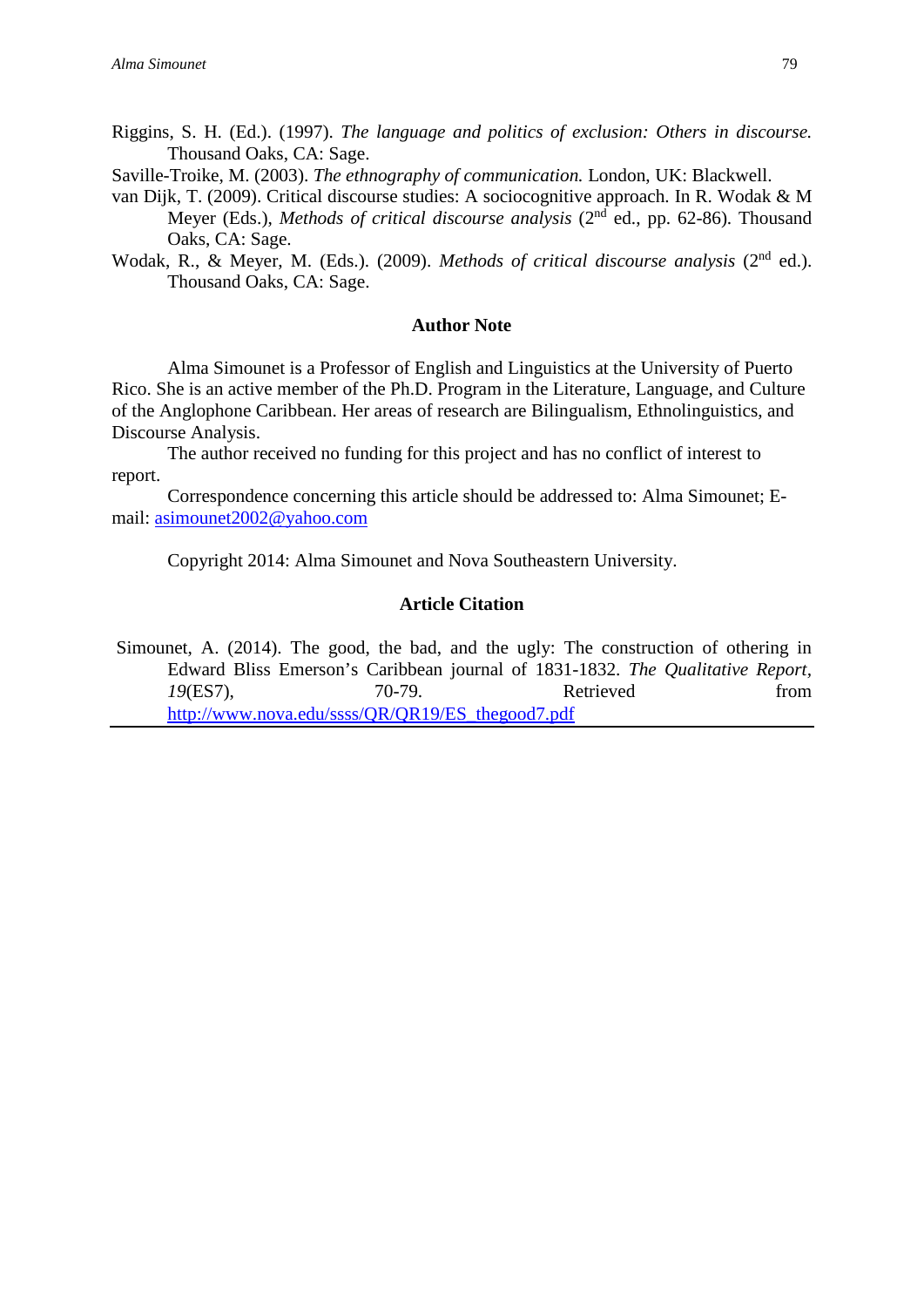Riggins, S. H. (Ed.). (1997). *The language and politics of exclusion: Others in discourse.* Thousand Oaks, CA: Sage.

Saville-Troike, M. (2003). *The ethnography of communication.* London, UK: Blackwell.

van Dijk, T. (2009). Critical discourse studies: A sociocognitive approach. In R. Wodak & M Meyer (Eds.), *Methods of critical discourse analysis* (2nd ed., pp. 62-86). Thousand Oaks, CA: Sage.

Wodak, R., & Meyer, M. (Eds.). (2009). *Methods of critical discourse analysis* (2nd ed.). Thousand Oaks, CA: Sage.

## Author Note

Alma Simounet is a Professor of English and Linguistics at the University of Puerto Rico. She is an active member of the Ph.D. Program in the Literature, Language, and Culture of the Anglophone Caribbean. Her areas of research are Bilingualism, Ethnolinguistics, and Discourse Analysis.

The author received no funding for this project and has no conflict of interest to report.

Correspondence concerning this article should be addressed to: Alma Simounet; E-mail: asimounet2002@yahoo.com

Copyright 2014: Alma Simounet and Nova Southeastern University.

## Article Citation

Simounet, A. (2014). The good, the bad, and the ugly: The construction of othering in Edward Bliss Emerson's Caribbean journal of 1831-1832. *The Qualitative Report, 19*(ES7), 70-79. Retrieved from http://www.nova.edu/ssss/QR/QR19/ES_thegood7.pdf